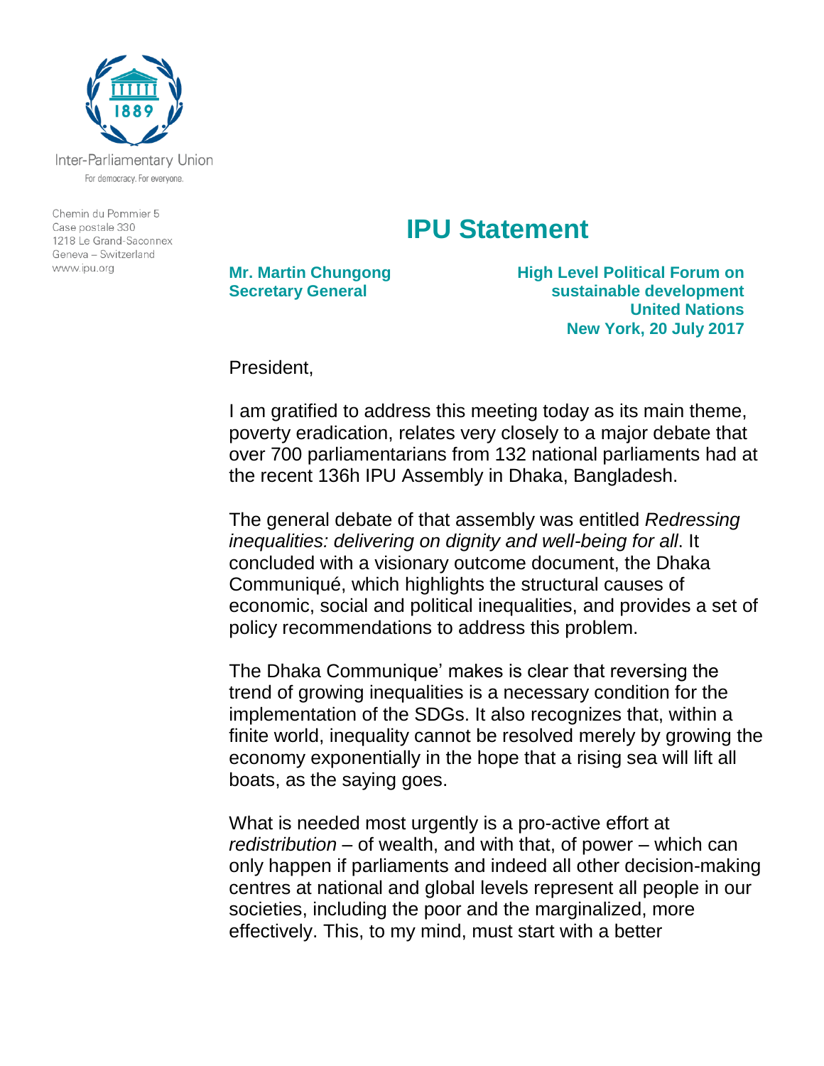Inter-Parliamentary Union
For democracy. For everyone.

Chemin du Pommier 5
Case postale 330
1218 Le Grand-Saconnex
Geneva – Switzerland
www.ipu.org

# IPU Statement

**Mr. Martin Chungong**
**Secretary General**

**High Level Political Forum on sustainable development**
**United Nations**
**New York, 20 July 2017**

President,

I am gratified to address this meeting today as its main theme, poverty eradication, relates very closely to a major debate that over 700 parliamentarians from 132 national parliaments had at the recent 136h IPU Assembly in Dhaka, Bangladesh.

The general debate of that assembly was entitled *Redressing inequalities: delivering on dignity and well-being for all*. It concluded with a visionary outcome document, the Dhaka Communiqué, which highlights the structural causes of economic, social and political inequalities, and provides a set of policy recommendations to address this problem.

The Dhaka Communique' makes is clear that reversing the trend of growing inequalities is a necessary condition for the implementation of the SDGs. It also recognizes that, within a finite world, inequality cannot be resolved merely by growing the economy exponentially in the hope that a rising sea will lift all boats, as the saying goes.

What is needed most urgently is a pro-active effort at *redistribution* – of wealth, and with that, of power – which can only happen if parliaments and indeed all other decision-making centres at national and global levels represent all people in our societies, including the poor and the marginalized, more effectively. This, to my mind, must start with a better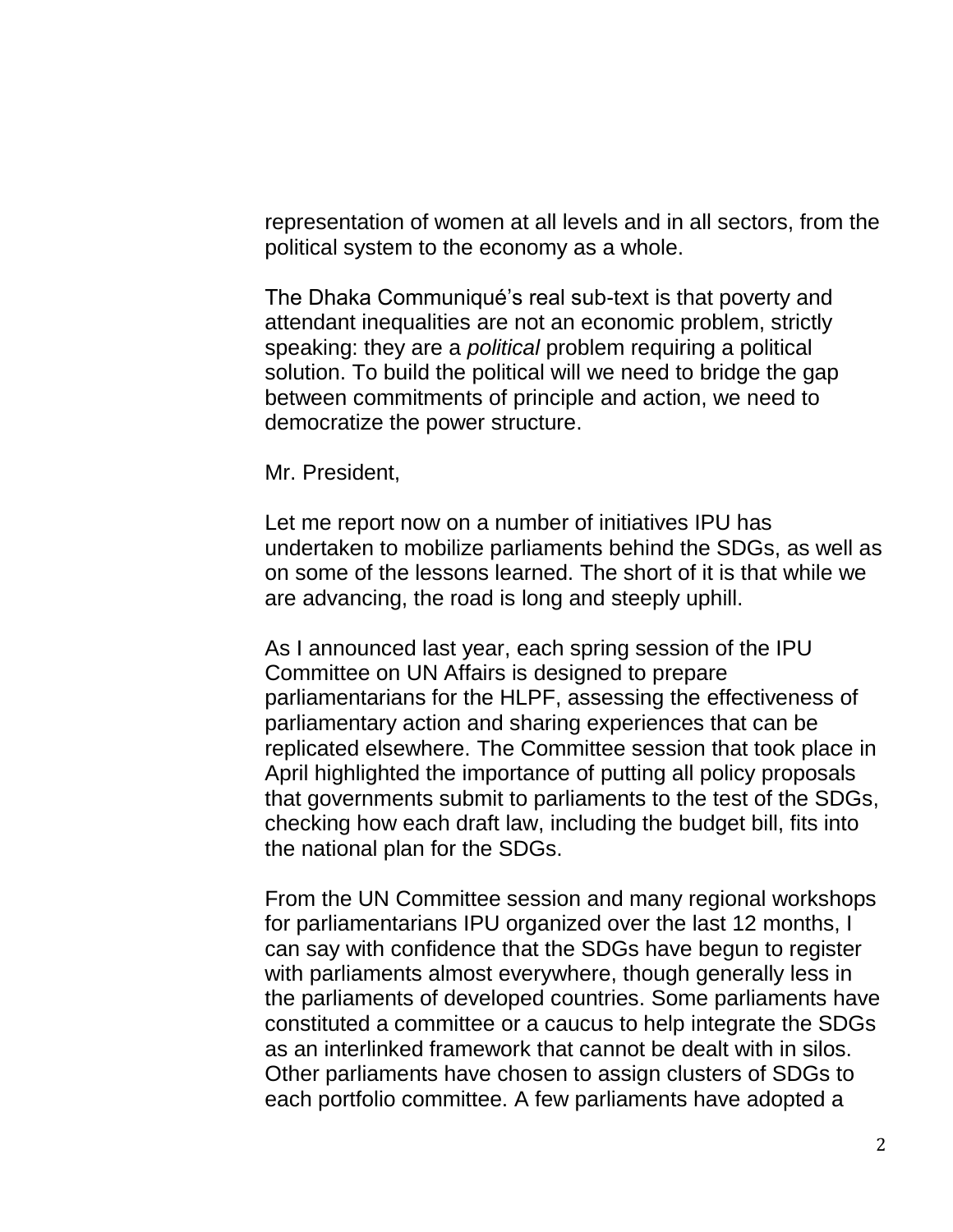representation of women at all levels and in all sectors, from the political system to the economy as a whole.

The Dhaka Communiqué's real sub-text is that poverty and attendant inequalities are not an economic problem, strictly speaking: they are a *political* problem requiring a political solution. To build the political will we need to bridge the gap between commitments of principle and action, we need to democratize the power structure.

Mr. President,

Let me report now on a number of initiatives IPU has undertaken to mobilize parliaments behind the SDGs, as well as on some of the lessons learned. The short of it is that while we are advancing, the road is long and steeply uphill.

As I announced last year, each spring session of the IPU Committee on UN Affairs is designed to prepare parliamentarians for the HLPF, assessing the effectiveness of parliamentary action and sharing experiences that can be replicated elsewhere. The Committee session that took place in April highlighted the importance of putting all policy proposals that governments submit to parliaments to the test of the SDGs, checking how each draft law, including the budget bill, fits into the national plan for the SDGs.

From the UN Committee session and many regional workshops for parliamentarians IPU organized over the last 12 months, I can say with confidence that the SDGs have begun to register with parliaments almost everywhere, though generally less in the parliaments of developed countries. Some parliaments have constituted a committee or a caucus to help integrate the SDGs as an interlinked framework that cannot be dealt with in silos. Other parliaments have chosen to assign clusters of SDGs to each portfolio committee. A few parliaments have adopted a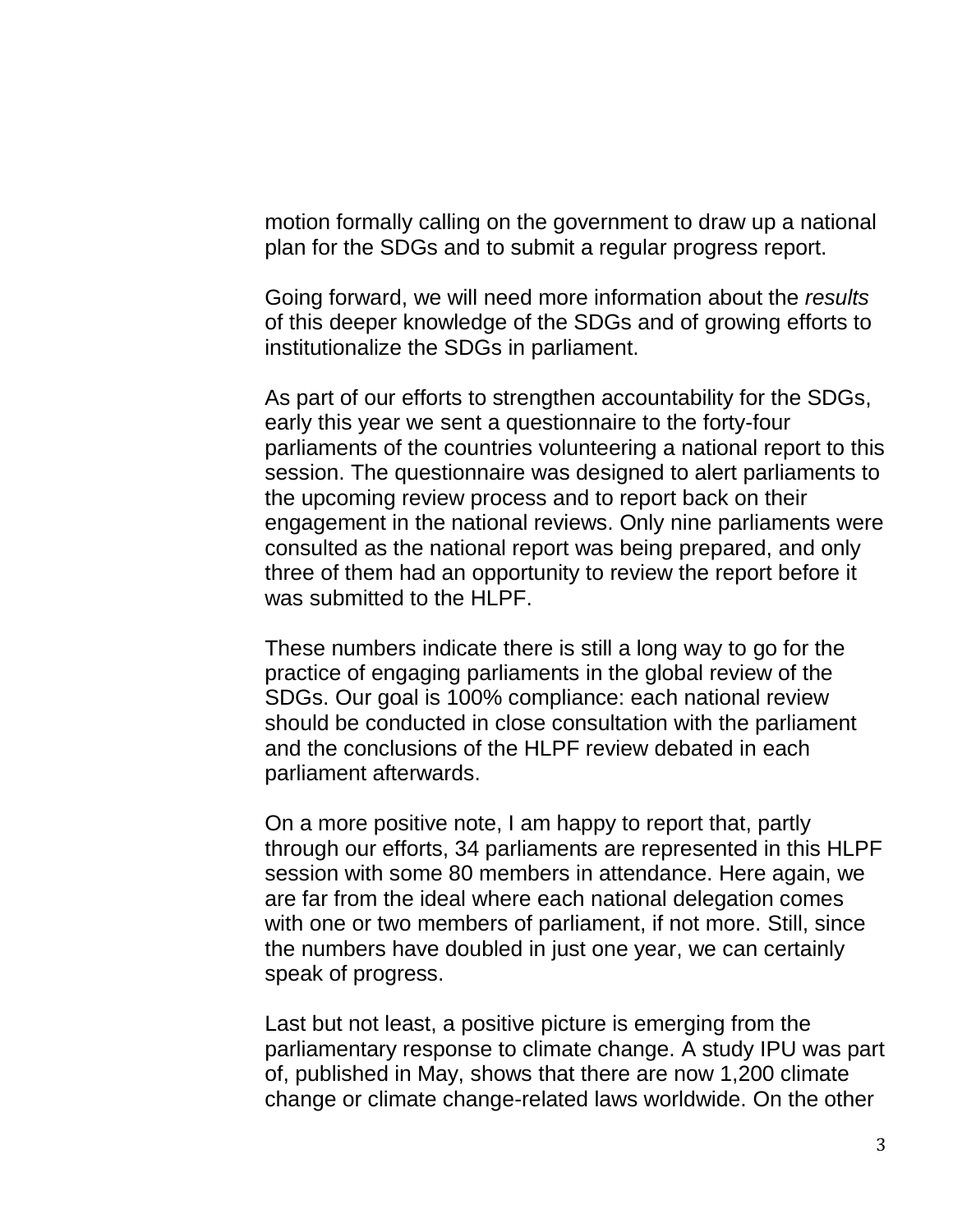motion formally calling on the government to draw up a national plan for the SDGs and to submit a regular progress report.

Going forward, we will need more information about the *results* of this deeper knowledge of the SDGs and of growing efforts to institutionalize the SDGs in parliament.

As part of our efforts to strengthen accountability for the SDGs, early this year we sent a questionnaire to the forty-four parliaments of the countries volunteering a national report to this session. The questionnaire was designed to alert parliaments to the upcoming review process and to report back on their engagement in the national reviews. Only nine parliaments were consulted as the national report was being prepared, and only three of them had an opportunity to review the report before it was submitted to the HLPF.

These numbers indicate there is still a long way to go for the practice of engaging parliaments in the global review of the SDGs. Our goal is 100% compliance: each national review should be conducted in close consultation with the parliament and the conclusions of the HLPF review debated in each parliament afterwards.

On a more positive note, I am happy to report that, partly through our efforts, 34 parliaments are represented in this HLPF session with some 80 members in attendance. Here again, we are far from the ideal where each national delegation comes with one or two members of parliament, if not more. Still, since the numbers have doubled in just one year, we can certainly speak of progress.

Last but not least, a positive picture is emerging from the parliamentary response to climate change. A study IPU was part of, published in May, shows that there are now 1,200 climate change or climate change-related laws worldwide. On the other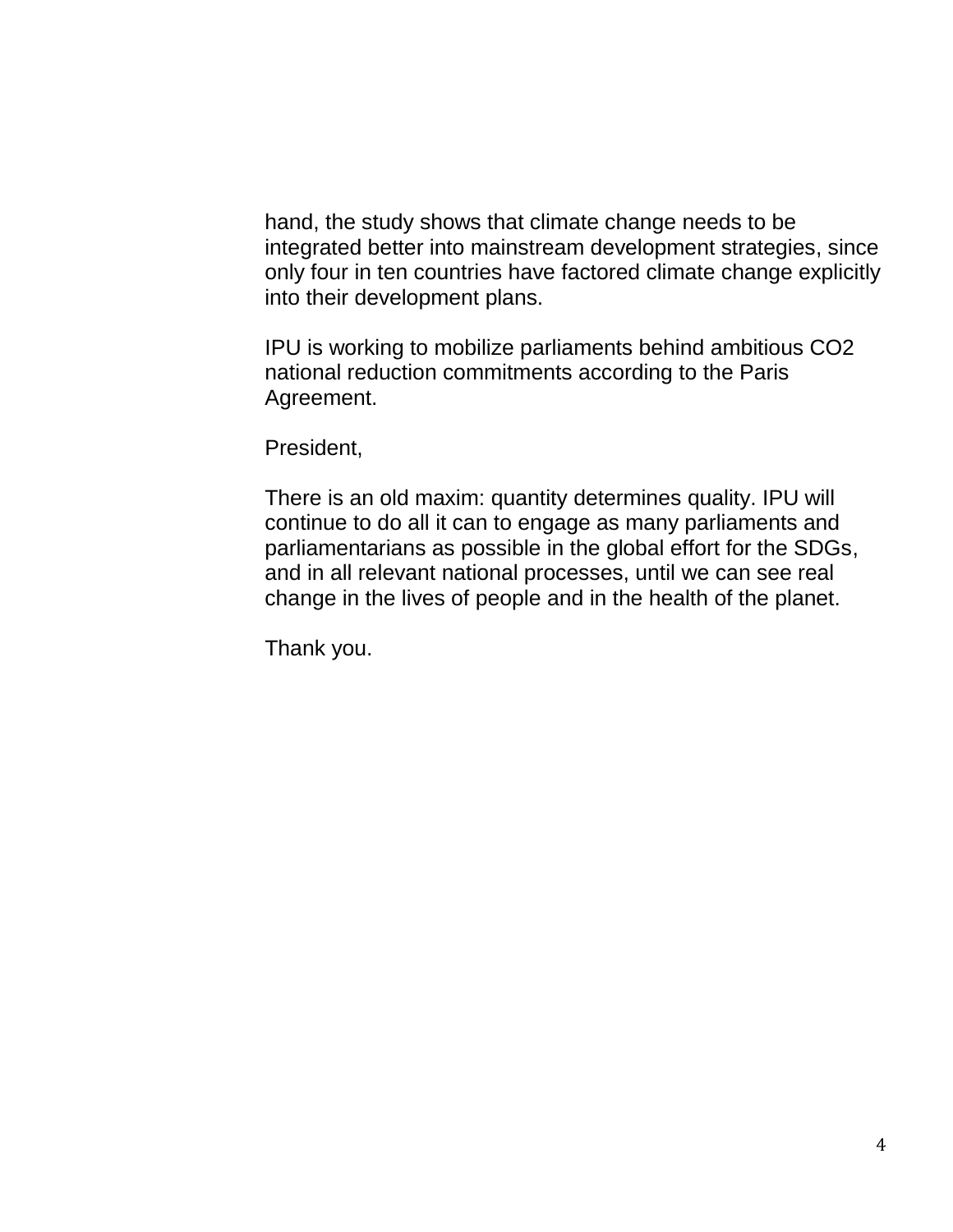hand, the study shows that climate change needs to be integrated better into mainstream development strategies, since only four in ten countries have factored climate change explicitly into their development plans.

IPU is working to mobilize parliaments behind ambitious $CO_2$ national reduction commitments according to the Paris Agreement.

President,

There is an old maxim: quantity determines quality. IPU will continue to do all it can to engage as many parliaments and parliamentarians as possible in the global effort for the SDGs, and in all relevant national processes, until we can see real change in the lives of people and in the health of the planet.

Thank you.